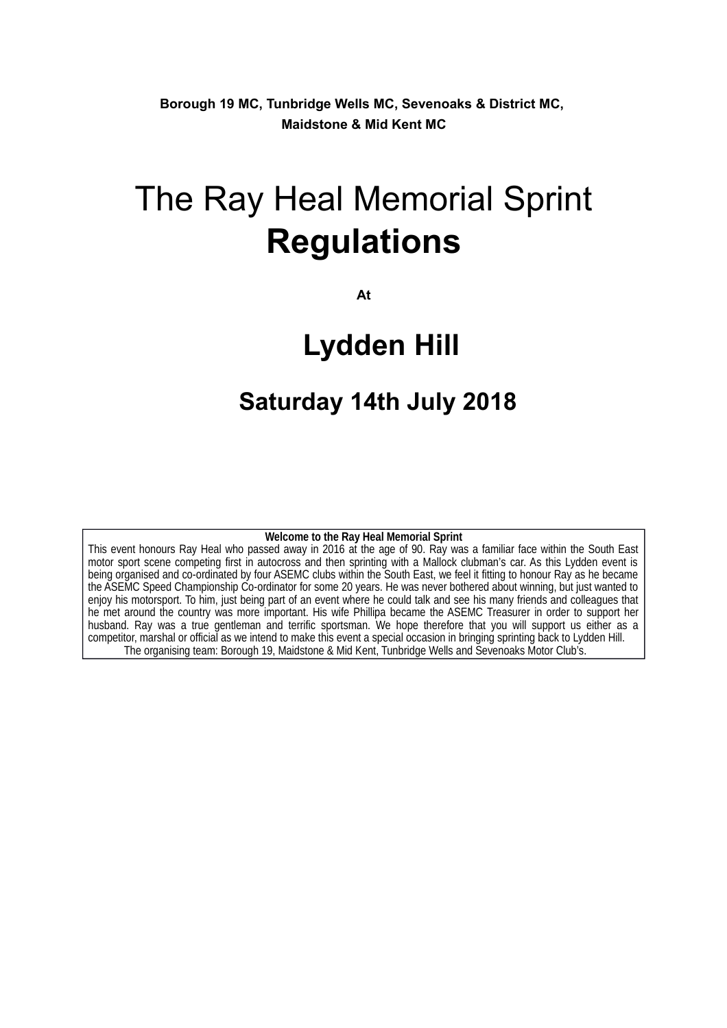**Borough 19 MC, Tunbridge Wells MC, Sevenoaks & District MC, Maidstone & Mid Kent MC**

# The Ray Heal Memorial Sprint **Regulations**

**At**

## Lydden Hill

## Saturday 14th July 2018

**Welcome to the Ray Heal Memorial Sprint**

This event honours Ray Heal who passed away in 2016 at the age of 90. Ray was a familiar face within the South East motor sport scene competing first in autocross and then sprinting with a Mallock clubman's car. As this Lydden event is being organised and co-ordinated by four ASEMC clubs within the South East, we feel it fitting to honour Ray as he became the ASEMC Speed Championship Co-ordinator for some 20 years. He was never bothered about winning, but just wanted to enjoy his motorsport. To him, just being part of an event where he could talk and see his many friends and colleagues that he met around the country was more important. His wife Phillipa became the ASEMC Treasurer in order to support her husband. Ray was a true gentleman and terrific sportsman. We hope therefore that you will support us either as a competitor, marshal or official as we intend to make this event a special occasion in bringing sprinting back to Lydden Hill.

The organising team: Borough 19, Maidstone & Mid Kent, Tunbridge Wells and Sevenoaks Motor Club's.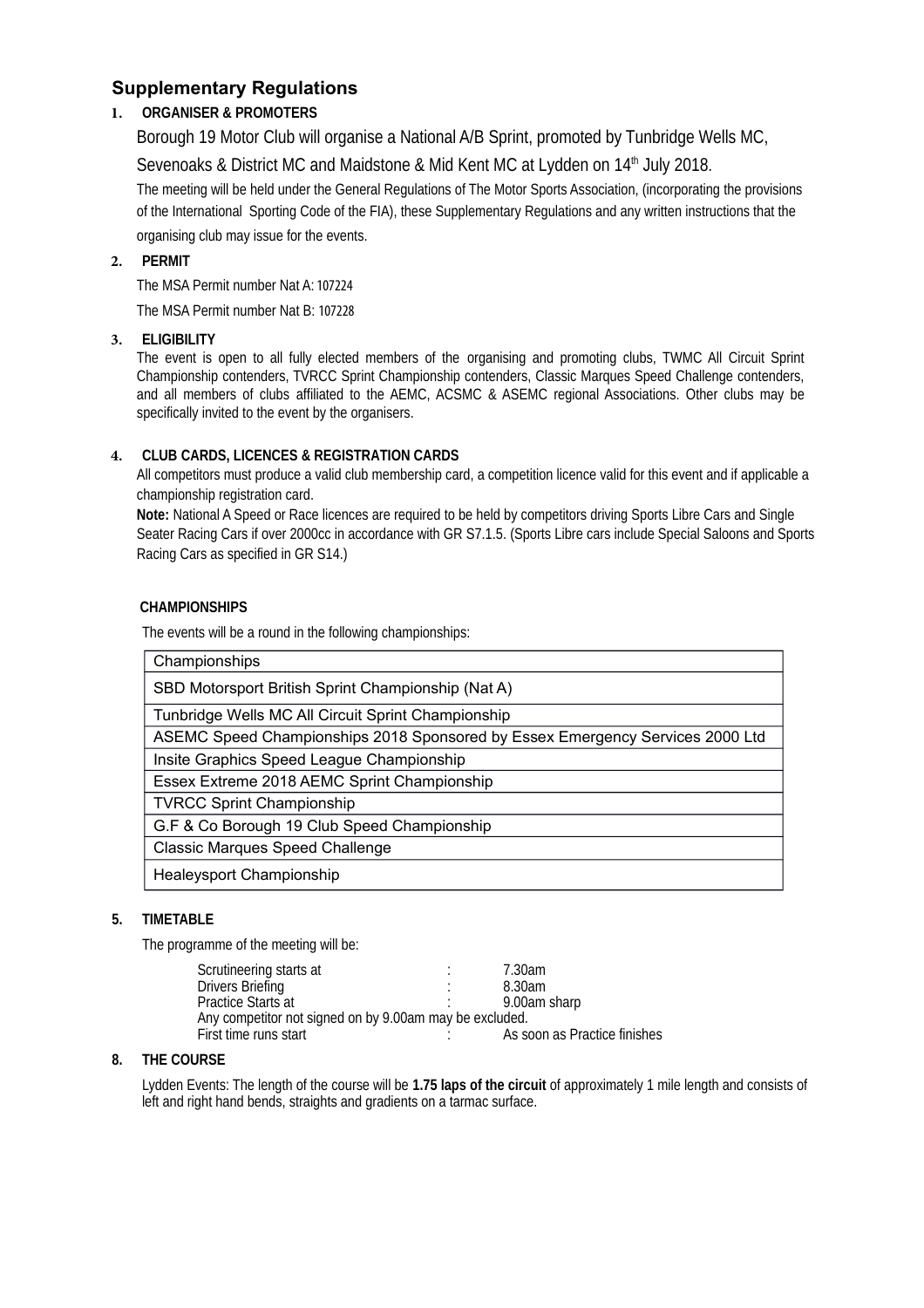## Supplementary Regulations

**1. ORGANISER & PROMOTERS**

Borough 19 Motor Club will organise a National A/B Sprint, promoted by Tunbridge Wells MC, Sevenoaks & District MC and Maidstone & Mid Kent MC at Lydden on 14th July 2018.

The meeting will be held under the General Regulations of The Motor Sports Association, (incorporating the provisions of the International Sporting Code of the FIA), these Supplementary Regulations and any written instructions that the organising club may issue for the events.

**2. PERMIT**

The MSA Permit number Nat A: 107224

The MSA Permit number Nat B: 107228

**3. ELIGIBILITY**

The event is open to all fully elected members of the organising and promoting clubs, TWMC All Circuit Sprint Championship contenders, TVRCC Sprint Championship contenders, Classic Marques Speed Challenge contenders, and all members of clubs affiliated to the AEMC, ACSMC & ASEMC regional Associations. Other clubs may be specifically invited to the event by the organisers.

**4. CLUB CARDS, LICENCES & REGISTRATION CARDS**

All competitors must produce a valid club membership card, a competition licence valid for this event and if applicable a championship registration card.

**Note:** National A Speed or Race licences are required to be held by competitors driving Sports Libre Cars and Single Seater Racing Cars if over 2000cc in accordance with GR S7.1.5. (Sports Libre cars include Special Saloons and Sports Racing Cars as specified in GR S14.)

**CHAMPIONSHIPS**

The events will be a round in the following championships:

| Championships |
|---|
| SBD Motorsport British Sprint Championship (Nat A) |
| Tunbridge Wells MC All Circuit Sprint Championship |
| ASEMC Speed Championships 2018 Sponsored by Essex Emergency Services 2000 Ltd |
| Insite Graphics Speed League Championship |
| Essex Extreme 2018 AEMC Sprint Championship |
| TVRCC Sprint Championship |
| G.F & Co Borough 19 Club Speed Championship |
| Classic Marques Speed Challenge |
| Healeysport Championship |

**5. TIMETABLE**

The programme of the meeting will be:

| | | |
|---|---|---|
| Scrutineering starts at | : | 7.30am |
| Drivers Briefing | : | 8.30am |
| Practice Starts at | : | 9.00am sharp |

Any competitor not signed on by 9.00am may be excluded.

| | | |
|---|---|---|
| First time runs start | : | As soon as Practice finishes |

**8. THE COURSE**

Lydden Events: The length of the course will be **1.75 laps of the circuit** of approximately 1 mile length and consists of left and right hand bends, straights and gradients on a tarmac surface.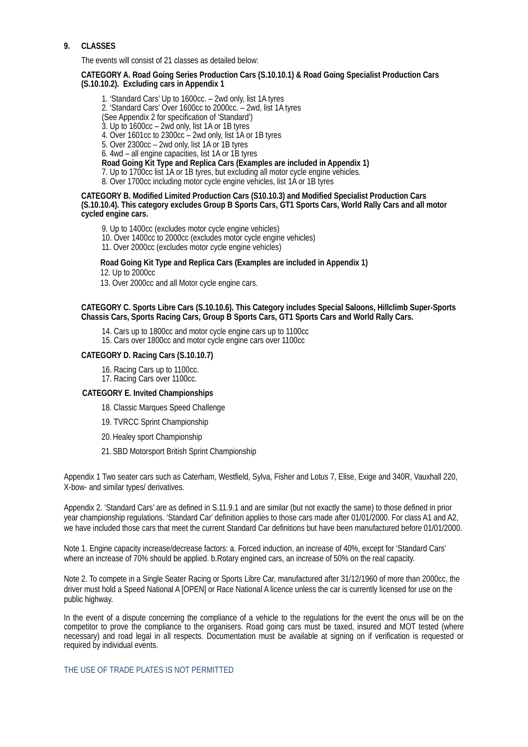## 9. CLASSES

The events will consist of 21 classes as detailed below:

**CATEGORY A. Road Going Series Production Cars (S.10.10.1) & Road Going Specialist Production Cars (S.10.10.2). Excluding cars in Appendix 1**

1. 'Standard Cars' Up to 1600cc. – 2wd only, list 1A tyres
2. 'Standard Cars' Over 1600cc to 2000cc. – 2wd, list 1A tyres

(See Appendix 2 for specification of 'Standard')

3. Up to 1600cc – 2wd only, list 1A or 1B tyres
4. Over 1601cc to 2300cc – 2wd only, list 1A or 1B tyres
5. Over 2300cc – 2wd only, list 1A or 1B tyres
6. 4wd – all engine capacities, list 1A or 1B tyres

**Road Going Kit Type and Replica Cars (Examples are included in Appendix 1)**

7. Up to 1700cc list 1A or 1B tyres, but excluding all motor cycle engine vehicles.
8. Over 1700cc including motor cycle engine vehicles, list 1A or 1B tyres

**CATEGORY B. Modified Limited Production Cars (S10.10.3) and Modified Specialist Production Cars (S.10.10.4). This category excludes Group B Sports Cars, GT1 Sports Cars, World Rally Cars and all motor cycled engine cars.**

9. Up to 1400cc (excludes motor cycle engine vehicles)
10. Over 1400cc to 2000cc (excludes motor cycle engine vehicles)
11. Over 2000cc (excludes motor cycle engine vehicles)

**Road Going Kit Type and Replica Cars (Examples are included in Appendix 1)**

12. Up to 2000cc
13. Over 2000cc and all Motor cycle engine cars.

**CATEGORY C. Sports Libre Cars (S.10.10.6). This Category includes Special Saloons, Hillclimb Super-Sports Chassis Cars, Sports Racing Cars, Group B Sports Cars, GT1 Sports Cars and World Rally Cars.**

14. Cars up to 1800cc and motor cycle engine cars up to 1100cc
15. Cars over 1800cc and motor cycle engine cars over 1100cc

**CATEGORY D. Racing Cars (S.10.10.7)**

16. Racing Cars up to 1100cc.
17. Racing Cars over 1100cc.

**CATEGORY E. Invited Championships**

18. Classic Marques Speed Challenge
19. TVRCC Sprint Championship
20. Healey sport Championship
21. SBD Motorsport British Sprint Championship

Appendix 1 Two seater cars such as Caterham, Westfield, Sylva, Fisher and Lotus 7, Elise, Exige and 340R, Vauxhall 220, X-bow- and similar types/ derivatives.

Appendix 2. 'Standard Cars' are as defined in S.11.9.1 and are similar (but not exactly the same) to those defined in prior year championship regulations. 'Standard Car' definition applies to those cars made after 01/01/2000. For class A1 and A2, we have included those cars that meet the current Standard Car definitions but have been manufactured before 01/01/2000.

Note 1. Engine capacity increase/decrease factors: a. Forced induction, an increase of 40%, except for 'Standard Cars' where an increase of 70% should be applied. b.Rotary engined cars, an increase of 50% on the real capacity.

Note 2. To compete in a Single Seater Racing or Sports Libre Car, manufactured after 31/12/1960 of more than 2000cc, the driver must hold a Speed National A [OPEN] or Race National A licence unless the car is currently licensed for use on the public highway.

In the event of a dispute concerning the compliance of a vehicle to the regulations for the event the onus will be on the competitor to prove the compliance to the organisers. Road going cars must be taxed, insured and MOT tested (where necessary) and road legal in all respects. Documentation must be available at signing on if verification is requested or required by individual events.

THE USE OF TRADE PLATES IS NOT PERMITTED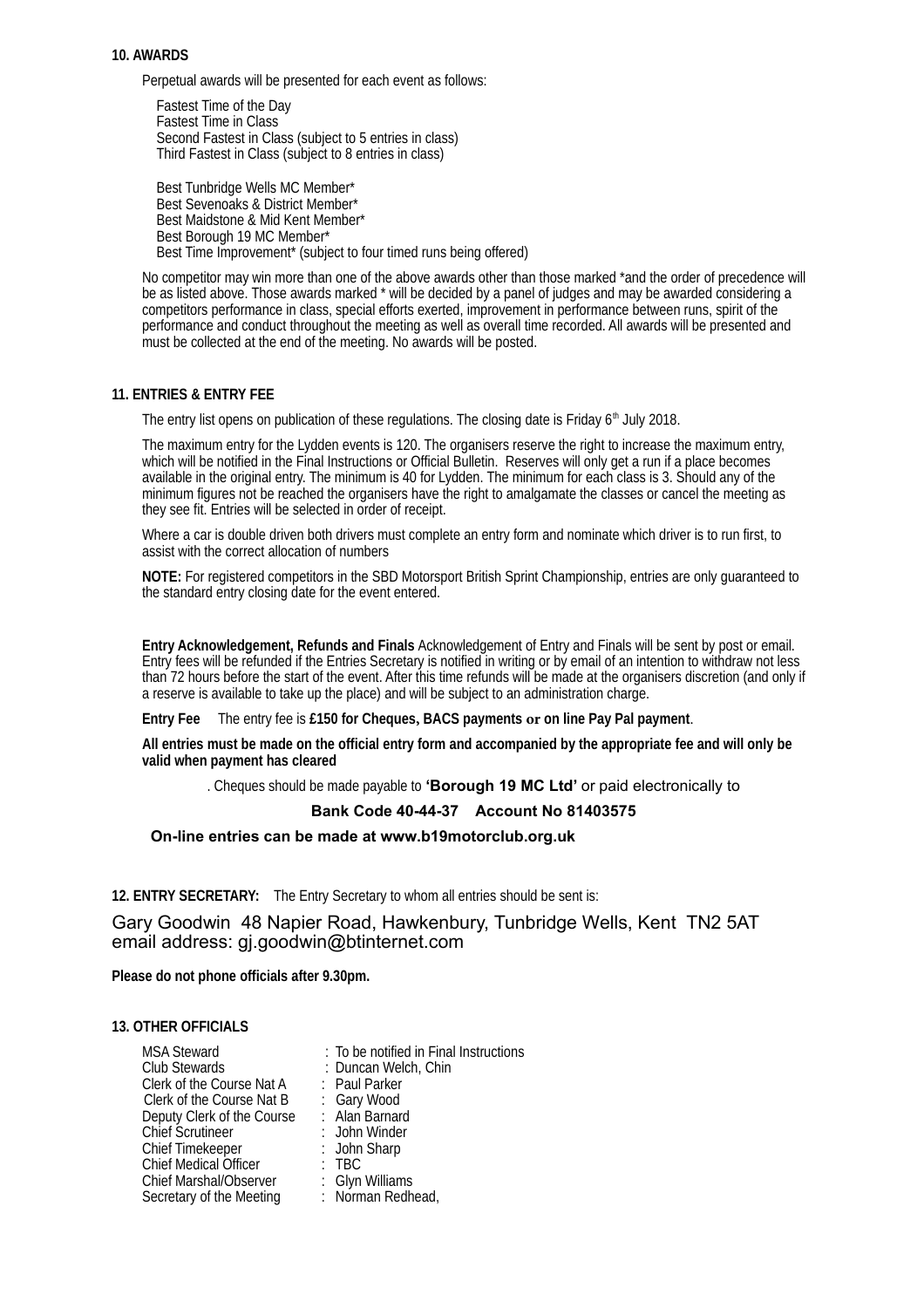**10. AWARDS**

Perpetual awards will be presented for each event as follows:

Fastest Time of the Day
Fastest Time in Class
Second Fastest in Class (subject to 5 entries in class)
Third Fastest in Class (subject to 8 entries in class)

Best Tunbridge Wells MC Member*
Best Sevenoaks & District Member*
Best Maidstone & Mid Kent Member*
Best Borough 19 MC Member*
Best Time Improvement* (subject to four timed runs being offered)

No competitor may win more than one of the above awards other than those marked *and the order of precedence will be as listed above. Those awards marked * will be decided by a panel of judges and may be awarded considering a competitors performance in class, special efforts exerted, improvement in performance between runs, spirit of the performance and conduct throughout the meeting as well as overall time recorded. All awards will be presented and must be collected at the end of the meeting. No awards will be posted.

**11. ENTRIES & ENTRY FEE**

The entry list opens on publication of these regulations. The closing date is Friday 6th July 2018.

The maximum entry for the Lydden events is 120. The organisers reserve the right to increase the maximum entry, which will be notified in the Final Instructions or Official Bulletin. Reserves will only get a run if a place becomes available in the original entry. The minimum is 40 for Lydden. The minimum for each class is 3. Should any of the minimum figures not be reached the organisers have the right to amalgamate the classes or cancel the meeting as they see fit. Entries will be selected in order of receipt.

Where a car is double driven both drivers must complete an entry form and nominate which driver is to run first, to assist with the correct allocation of numbers

**NOTE:** For registered competitors in the SBD Motorsport British Sprint Championship, entries are only guaranteed to the standard entry closing date for the event entered.

**Entry Acknowledgement, Refunds and Finals** Acknowledgement of Entry and Finals will be sent by post or email. Entry fees will be refunded if the Entries Secretary is notified in writing or by email of an intention to withdraw not less than 72 hours before the start of the event. After this time refunds will be made at the organisers discretion (and only if a reserve is available to take up the place) and will be subject to an administration charge.

**Entry Fee** The entry fee is **£150 for Cheques, BACS payments or on line Pay Pal payment**.

**All entries must be made on the official entry form and accompanied by the appropriate fee and will only be valid when payment has cleared**

. Cheques should be made payable to **'Borough 19 MC Ltd'** or paid electronically to

**Bank Code 40-44-37 Account No 81403575**

**On-line entries can be made at www.b19motorclub.org.uk**

**12. ENTRY SECRETARY:** The Entry Secretary to whom all entries should be sent is:

Gary Goodwin 48 Napier Road, Hawkenbury, Tunbridge Wells, Kent TN2 5AT
email address: gj.goodwin@btinternet.com

**Please do not phone officials after 9.30pm.**

**13. OTHER OFFICIALS**

| | |
|---|---|
| MSA Steward | : To be notified in Final Instructions |
| Club Stewards | : Duncan Welch, Chin |
| Clerk of the Course Nat A | : Paul Parker |
| Clerk of the Course Nat B | : Gary Wood |
| Deputy Clerk of the Course | : Alan Barnard |
| Chief Scrutineer | : John Winder |
| Chief Timekeeper | : John Sharp |
| Chief Medical Officer | : TBC |
| Chief Marshal/Observer | : Glyn Williams |
| Secretary of the Meeting | : Norman Redhead, |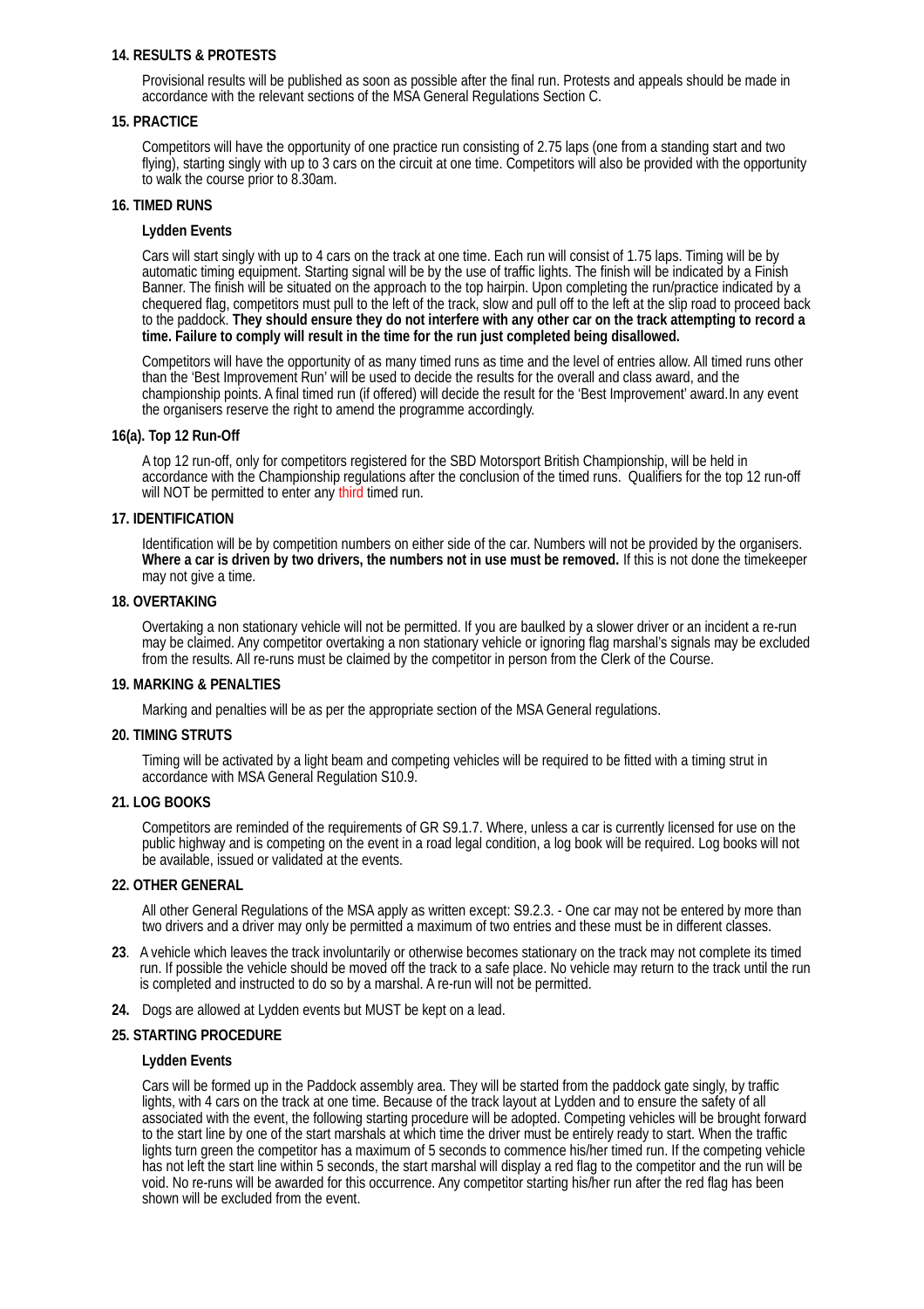**14. RESULTS & PROTESTS**

Provisional results will be published as soon as possible after the final run. Protests and appeals should be made in accordance with the relevant sections of the MSA General Regulations Section C.

**15. PRACTICE**

Competitors will have the opportunity of one practice run consisting of 2.75 laps (one from a standing start and two flying), starting singly with up to 3 cars on the circuit at one time. Competitors will also be provided with the opportunity to walk the course prior to 8.30am.

**16. TIMED RUNS**

**Lydden Events**

Cars will start singly with up to 4 cars on the track at one time. Each run will consist of 1.75 laps. Timing will be by automatic timing equipment. Starting signal will be by the use of traffic lights. The finish will be indicated by a Finish Banner. The finish will be situated on the approach to the top hairpin. Upon completing the run/practice indicated by a chequered flag, competitors must pull to the left of the track, slow and pull off to the left at the slip road to proceed back to the paddock. **They should ensure they do not interfere with any other car on the track attempting to record a time. Failure to comply will result in the time for the run just completed being disallowed.**

Competitors will have the opportunity of as many timed runs as time and the level of entries allow. All timed runs other than the 'Best Improvement Run' will be used to decide the results for the overall and class award, and the championship points. A final timed run (if offered) will decide the result for the 'Best Improvement' award. In any event the organisers reserve the right to amend the programme accordingly.

**16(a). Top 12 Run-Off**

A top 12 run-off, only for competitors registered for the SBD Motorsport British Championship, will be held in accordance with the Championship regulations after the conclusion of the timed runs. Qualifiers for the top 12 run-off will NOT be permitted to enter any third timed run.

**17. IDENTIFICATION**

Identification will be by competition numbers on either side of the car. Numbers will not be provided by the organisers. **Where a car is driven by two drivers, the numbers not in use must be removed.** If this is not done the timekeeper may not give a time.

**18. OVERTAKING**

Overtaking a non stationary vehicle will not be permitted. If you are baulked by a slower driver or an incident a re-run may be claimed. Any competitor overtaking a non stationary vehicle or ignoring flag marshal's signals may be excluded from the results. All re-runs must be claimed by the competitor in person from the Clerk of the Course.

**19. MARKING & PENALTIES**

Marking and penalties will be as per the appropriate section of the MSA General regulations.

**20. TIMING STRUTS**

Timing will be activated by a light beam and competing vehicles will be required to be fitted with a timing strut in accordance with MSA General Regulation S10.9.

**21. LOG BOOKS**

Competitors are reminded of the requirements of GR S9.1.7. Where, unless a car is currently licensed for use on the public highway and is competing on the event in a road legal condition, a log book will be required. Log books will not be available, issued or validated at the events.

**22. OTHER GENERAL**

All other General Regulations of the MSA apply as written except: S9.2.3. - One car may not be entered by more than two drivers and a driver may only be permitted a maximum of two entries and these must be in different classes.

**23**. A vehicle which leaves the track involuntarily or otherwise becomes stationary on the track may not complete its timed run. If possible the vehicle should be moved off the track to a safe place. No vehicle may return to the track until the run is completed and instructed to do so by a marshal. A re-run will not be permitted.

**24.** Dogs are allowed at Lydden events but MUST be kept on a lead.

**25. STARTING PROCEDURE**

**Lydden Events**

Cars will be formed up in the Paddock assembly area. They will be started from the paddock gate singly, by traffic lights, with 4 cars on the track at one time. Because of the track layout at Lydden and to ensure the safety of all associated with the event, the following starting procedure will be adopted. Competing vehicles will be brought forward to the start line by one of the start marshals at which time the driver must be entirely ready to start. When the traffic lights turn green the competitor has a maximum of 5 seconds to commence his/her timed run. If the competing vehicle has not left the start line within 5 seconds, the start marshal will display a red flag to the competitor and the run will be void. No re-runs will be awarded for this occurrence. Any competitor starting his/her run after the red flag has been shown will be excluded from the event.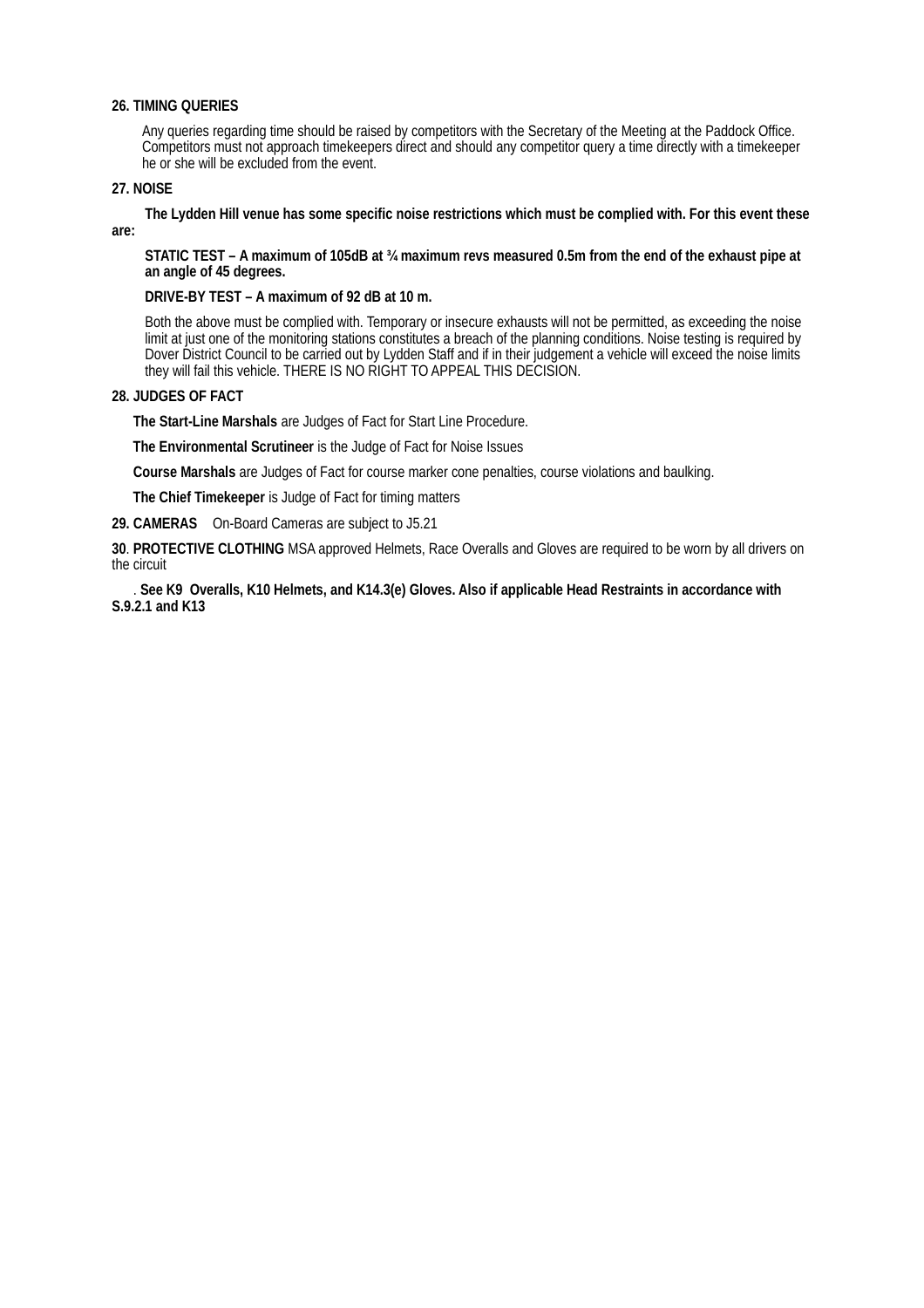**26. TIMING QUERIES**

Any queries regarding time should be raised by competitors with the Secretary of the Meeting at the Paddock Office. Competitors must not approach timekeepers direct and should any competitor query a time directly with a timekeeper he or she will be excluded from the event.

**27. NOISE**

**The Lydden Hill venue has some specific noise restrictions which must be complied with. For this event these are:**

**STATIC TEST – A maximum of 105dB at ¾ maximum revs measured 0.5m from the end of the exhaust pipe at an angle of 45 degrees.**

**DRIVE-BY TEST – A maximum of 92 dB at 10 m.**

Both the above must be complied with. Temporary or insecure exhausts will not be permitted, as exceeding the noise limit at just one of the monitoring stations constitutes a breach of the planning conditions. Noise testing is required by Dover District Council to be carried out by Lydden Staff and if in their judgement a vehicle will exceed the noise limits they will fail this vehicle. THERE IS NO RIGHT TO APPEAL THIS DECISION.

**28. JUDGES OF FACT**

**The Start-Line Marshals** are Judges of Fact for Start Line Procedure.

**The Environmental Scrutineer** is the Judge of Fact for Noise Issues

**Course Marshals** are Judges of Fact for course marker cone penalties, course violations and baulking.

**The Chief Timekeeper** is Judge of Fact for timing matters

**29. CAMERAS** On-Board Cameras are subject to J5.21

**30**. **PROTECTIVE CLOTHING** MSA approved Helmets, Race Overalls and Gloves are required to be worn by all drivers on the circuit

. **See K9 Overalls, K10 Helmets, and K14.3(e) Gloves. Also if applicable Head Restraints in accordance with S.9.2.1 and K13**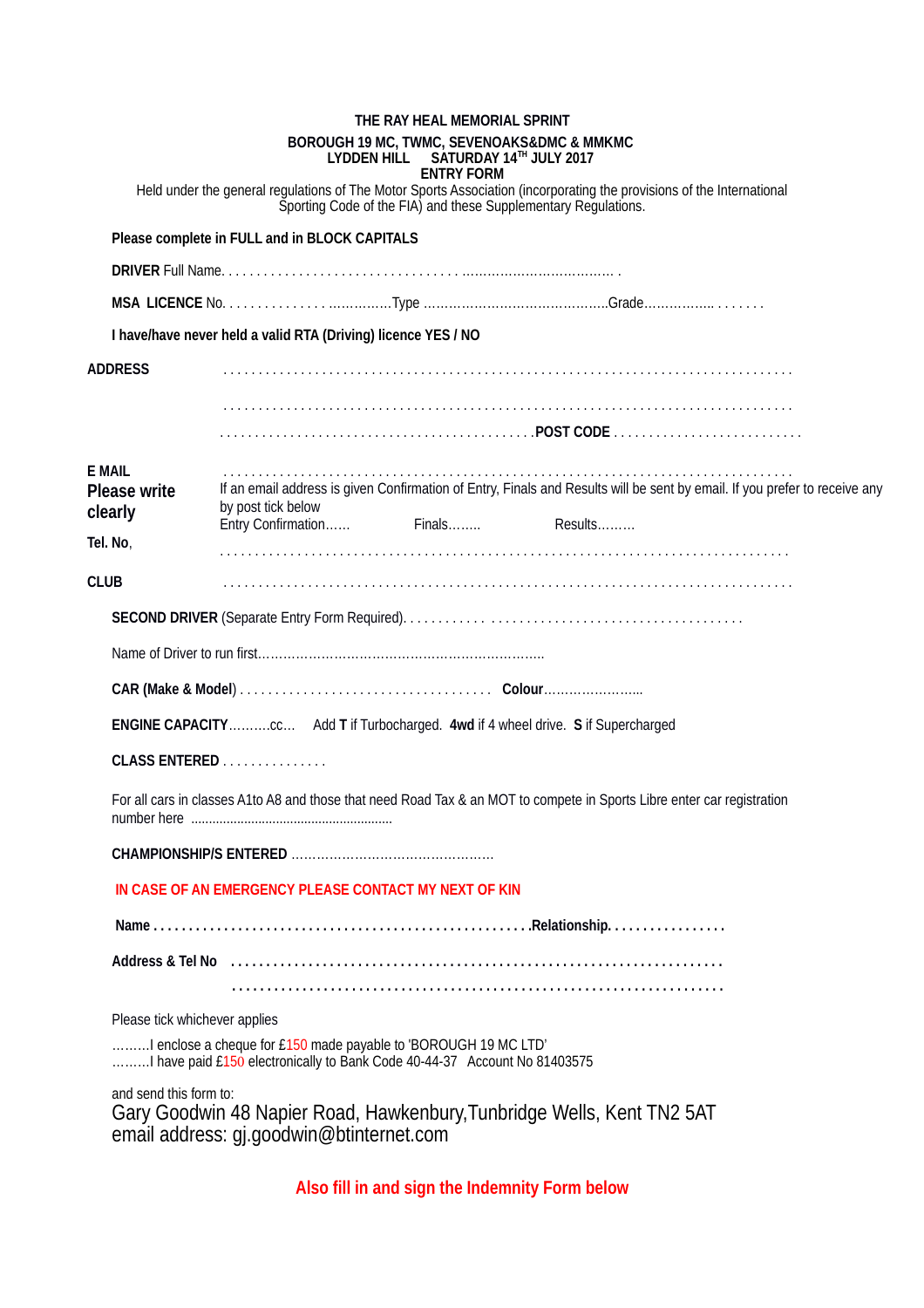**THE RAY HEAL MEMORIAL SPRINT**

**BOROUGH 19 MC, TWMC, SEVENOAKS&DMC & MMKMC**
**LYDDEN HILL SATURDAY 14TH JULY 2017**
**ENTRY FORM**

Held under the general regulations of The Motor Sports Association (incorporating the provisions of the International Sporting Code of the FIA) and these Supplementary Regulations.

**Please complete in FULL and in BLOCK CAPITALS**

**DRIVER** Full Name. . . . . . . . . . . . . . . . . . . . . . . . . . . . . . . . . .................................... .

**MSA LICENCE** No. . . . . . . . . . . . . . . . ...............Type ...........................................Grade................. . . . . . . .

**I have/have never held a valid RTA (Driving) licence YES / NO**

**ADDRESS** . . . . . . . . . . . . . . . . . . . . . . . . . . . . . . . . . . . . . . . . . . . . . . . . . . . . . . . . . . . . . . . . . . . . . . . . . . . . . . . .

. . . . . . . . . . . . . . . . . . . . . . . . . . . . . . . . . . . . . . . . . . . . . . . . . . . . . . . . . . . . . . . . . . . . . . . . . . . . . . . . . . .

. . . . . . . . . . . . . . . . . . . . . . . . . . . . . . . . . . . . . . . . . . . .**POST CODE** . . . . . . . . . . . . . . . . . . . . . . . . . . .

**E MAIL** . . . . . . . . . . . . . . . . . . . . . . . . . . . . . . . . . . . . . . . . . . . . . . . . . . . . . . . . . . . . . . . . . . . . . . . . . . . . . . . . . .

**Please write clearly**

If an email address is given Confirmation of Entry, Finals and Results will be sent by email. If you prefer to receive any by post tick below

Entry Confirmation...... Finals........ Results.........

**Tel. No**, . . . . . . . . . . . . . . . . . . . . . . . . . . . . . . . . . . . . . . . . . . . . . . . . . . . . . . . . . . . . . . . . . . . . . . . . . . . . . . . .

**CLUB** . . . . . . . . . . . . . . . . . . . . . . . . . . . . . . . . . . . . . . . . . . . . . . . . . . . . . . . . . . . . . . . . . . . . . . . . . . . . . . . . . .

**SECOND DRIVER** (Separate Entry Form Required). . . . . . . . . . . . . . . . . . . . . . . . . . . . . . . . . . . . . . . . . . . . . . . . . .

Name of Driver to run first....................................................................

**CAR (Make & Model)** . . . . . . . . . . . . . . . . . . . . . . . . . . . . . . . . . . . **Colour**........................

**ENGINE CAPACITY**..........cc... Add **T** if Turbocharged. **4wd** if 4 wheel drive. **S** if Supercharged

**CLASS ENTERED** . . . . . . . . . . . . . . .

For all cars in classes A1to A8 and those that need Road Tax & an MOT to compete in Sports Libre enter car registration number here .........................................................

**CHAMPIONSHIP/S ENTERED** ................................................

**IN CASE OF AN EMERGENCY PLEASE CONTACT MY NEXT OF KIN**

**Name** . . . . . . . . . . . . . . . . . . . . . . . . . . . . . . . . . . . . . . . . . . . . . . . . . . . . .**Relationship**. . . . . . . . . . . . . . . . .

**Address & Tel No** . . . . . . . . . . . . . . . . . . . . . . . . . . . . . . . . . . . . . . . . . . . . . . . . . . . . . . . . . . . . . . . . . . . . .

. . . . . . . . . . . . . . . . . . . . . . . . . . . . . . . . . . . . . . . . . . . . . . . . . . . . . . . . . . . . . . . . . . . . .

Please tick whichever applies

.........I enclose a cheque for £150 made payable to 'BOROUGH 19 MC LTD'
.........I have paid £150 electronically to Bank Code 40-44-37 Account No 81403575

and send this form to:
Gary Goodwin 48 Napier Road, Hawkenbury,Tunbridge Wells, Kent TN2 5AT
email address: gj.goodwin@btinternet.com

**Also fill in and sign the Indemnity Form below**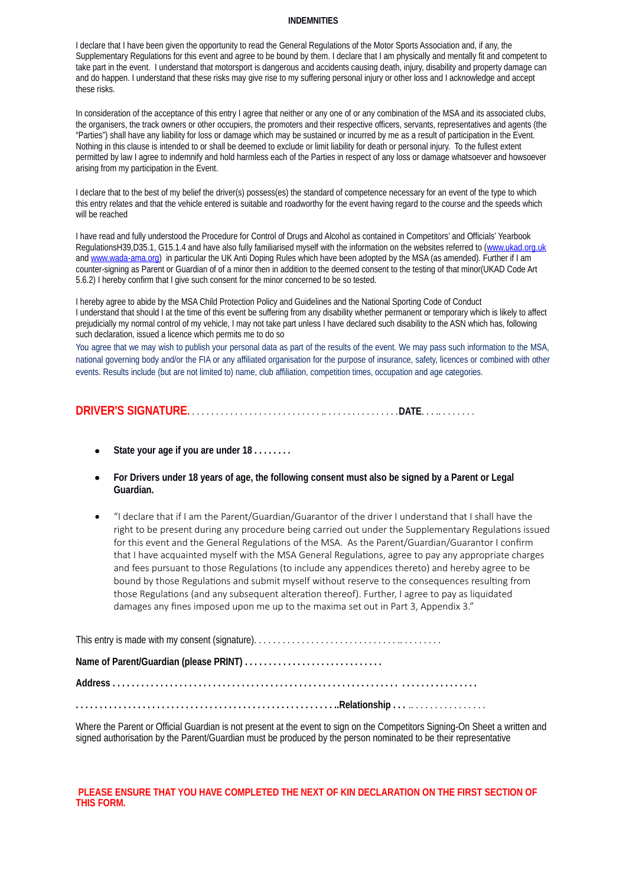**INDEMNITIES**

I declare that I have been given the opportunity to read the General Regulations of the Motor Sports Association and, if any, the Supplementary Regulations for this event and agree to be bound by them. I declare that I am physically and mentally fit and competent to take part in the event. I understand that motorsport is dangerous and accidents causing death, injury, disability and property damage can and do happen. I understand that these risks may give rise to my suffering personal injury or other loss and I acknowledge and accept these risks.

In consideration of the acceptance of this entry I agree that neither or any one of or any combination of the MSA and its associated clubs, the organisers, the track owners or other occupiers, the promoters and their respective officers, servants, representatives and agents (the "Parties") shall have any liability for loss or damage which may be sustained or incurred by me as a result of participation in the Event. Nothing in this clause is intended to or shall be deemed to exclude or limit liability for death or personal injury. To the fullest extent permitted by law I agree to indemnify and hold harmless each of the Parties in respect of any loss or damage whatsoever and howsoever arising from my participation in the Event.

I declare that to the best of my belief the driver(s) possess(es) the standard of competence necessary for an event of the type to which this entry relates and that the vehicle entered is suitable and roadworthy for the event having regard to the course and the speeds which will be reached

I have read and fully understood the Procedure for Control of Drugs and Alcohol as contained in Competitors' and Officials' Yearbook RegulationsH39,D35.1, G15.1.4 and have also fully familiarised myself with the information on the websites referred to (www.ukad.org.uk and www.wada-ama.org) in particular the UK Anti Doping Rules which have been adopted by the MSA (as amended). Further if I am counter-signing as Parent or Guardian of of a minor then in addition to the deemed consent to the testing of that minor(UKAD Code Art 5.6.2) I hereby confirm that I give such consent for the minor concerned to be so tested.

I hereby agree to abide by the MSA Child Protection Policy and Guidelines and the National Sporting Code of Conduct
I understand that should I at the time of this event be suffering from any disability whether permanent or temporary which is likely to affect prejudicially my normal control of my vehicle, I may not take part unless I have declared such disability to the ASN which has, following such declaration, issued a licence which permits me to do so

You agree that we may wish to publish your personal data as part of the results of the event. We may pass such information to the MSA, national governing body and/or the FIA or any affiliated organisation for the purpose of insurance, safety, licences or combined with other events. Results include (but are not limited to) name, club affiliation, competition times, occupation and age categories.

**DRIVER'S SIGNATURE**.............................................**DATE**...........

- **State your age if you are under 18 ........**
- **For Drivers under 18 years of age, the following consent must also be signed by a Parent or Legal Guardian.**
- "I declare that if I am the Parent/Guardian/Guarantor of the driver I understand that I shall have the right to be present during any procedure being carried out under the Supplementary Regulations issued for this event and the General Regulations of the MSA. As the Parent/Guardian/Guarantor I confirm that I have acquainted myself with the MSA General Regulations, agree to pay any appropriate charges and fees pursuant to those Regulations (to include any appendices thereto) and hereby agree to be bound by those Regulations and submit myself without reserve to the consequences resulting from those Regulations (and any subsequent alteration thereof). Further, I agree to pay as liquidated damages any fines imposed upon me up to the maxima set out in Part 3, Appendix 3."

This entry is made with my consent (signature)........................................

**Name of Parent/Guardian (please PRINT) ............................**

**Address ..........................................................................**

**......................................................Relationship ......................**

Where the Parent or Official Guardian is not present at the event to sign on the Competitors Signing-On Sheet a written and signed authorisation by the Parent/Guardian must be produced by the person nominated to be their representative

**PLEASE ENSURE THAT YOU HAVE COMPLETED THE NEXT OF KIN DECLARATION ON THE FIRST SECTION OF THIS FORM.**